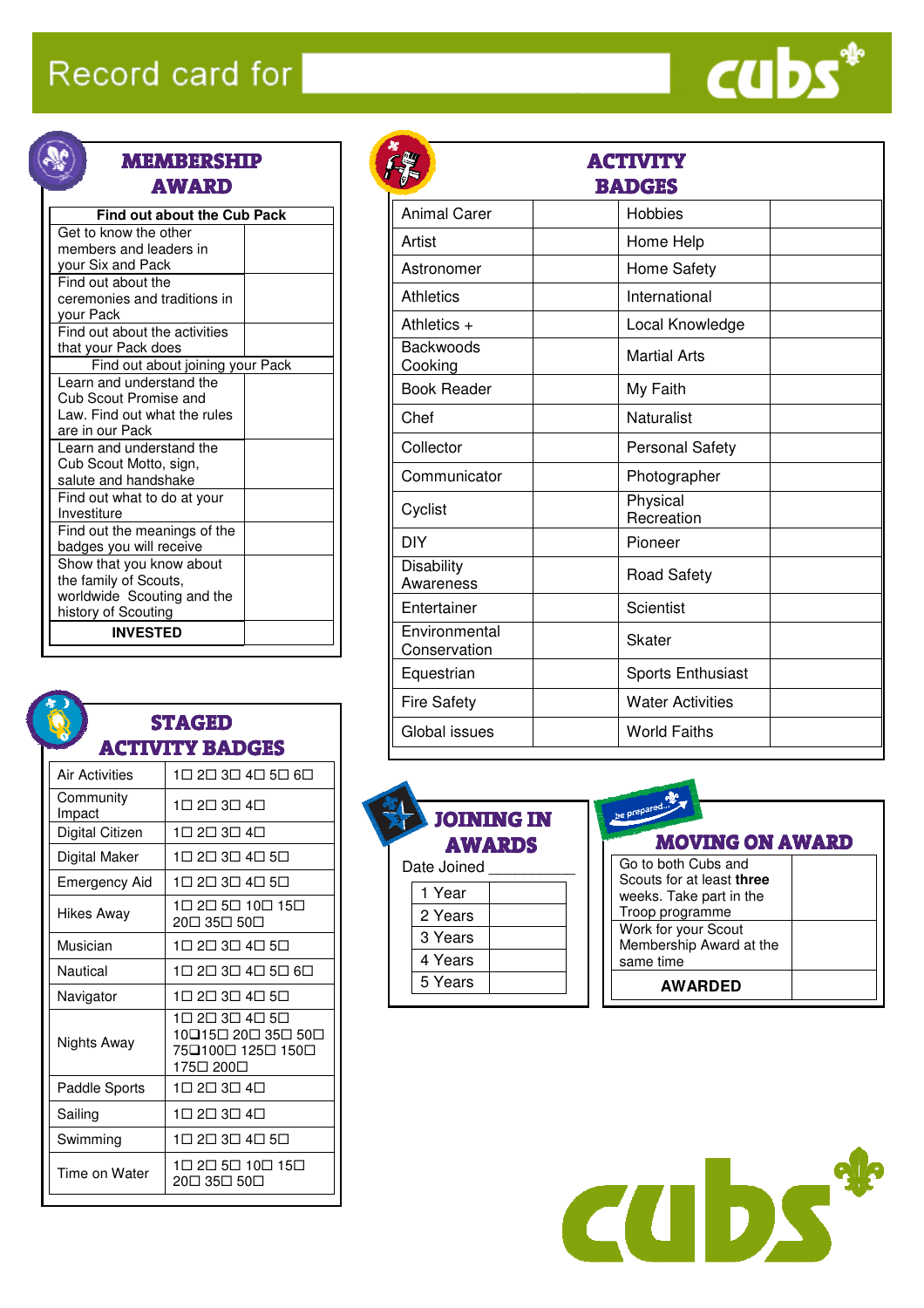# Record card for

cubs

## MEMBERSHIP AWARD

| | |
|---|---|
| **Find out about the Cub Pack** | |
| Get to know the other members and leaders in your Six and Pack | |
| Find out about the ceremonies and traditions in your Pack | |
| Find out about the activities that your Pack does | |
| Find out about joining your Pack | |
| Learn and understand the Cub Scout Promise and Law. Find out what the rules are in our Pack | |
| Learn and understand the Cub Scout Motto, sign, salute and handshake | |
| Find out what to do at your Investiture | |
| Find out the meanings of the badges you will receive | |
| Show that you know about the family of Scouts, worldwide Scouting and the history of Scouting | |
| **INVESTED** | |

## STAGED ACTIVITY BADGES

| | |
|---|---|
| Air Activities | 1☐ 2☐ 3☐ 4☐ 5☐ 6☐ |
| Community Impact | 1☐ 2☐ 3☐ 4☐ |
| Digital Citizen | 1☐ 2☐ 3☐ 4☐ |
| Digital Maker | 1☐ 2☐ 3☐ 4☐ 5☐ |
| Emergency Aid | 1☐ 2☐ 3☐ 4☐ 5☐ |
| Hikes Away | 1☐ 2☐ 5☐ 10☐ 15☐ 20☐ 35☐ 50☐ |
| Musician | 1☐ 2☐ 3☐ 4☐ 5☐ |
| Nautical | 1☐ 2☐ 3☐ 4☐ 5☐ 6☐ |
| Navigator | 1☐ 2☐ 3☐ 4☐ 5☐ |
| Nights Away | 1☐ 2☐ 3☐ 4☐ 5☐ 10☐ 15☐ 20☐ 35☐ 50☐ 75☐ 100☐ 125☐ 150☐ 175☐ 200☐ |
| Paddle Sports | 1☐ 2☐ 3☐ 4☐ |
| Sailing | 1☐ 2☐ 3☐ 4☐ |
| Swimming | 1☐ 2☐ 3☐ 4☐ 5☐ |
| Time on Water | 1☐ 2☐ 5☐ 10☐ 15☐ 20☐ 35☐ 50☐ |

## ACTIVITY BADGES

| | | | |
|---|---|---|---|
| Animal Carer | | Hobbies | |
| Artist | | Home Help | |
| Astronomer | | Home Safety | |
| Athletics | | International | |
| Athletics + | | Local Knowledge | |
| Backwoods Cooking | | Martial Arts | |
| Book Reader | | My Faith | |
| Chef | | Naturalist | |
| Collector | | Personal Safety | |
| Communicator | | Photographer | |
| Cyclist | | Physical Recreation | |
| DIY | | Pioneer | |
| Disability Awareness | | Road Safety | |
| Entertainer | | Scientist | |
| Environmental Conservation | | Skater | |
| Equestrian | | Sports Enthusiast | |
| Fire Safety | | Water Activities | |
| Global issues | | World Faiths | |

## JOINING IN AWARDS

Date Joined __________

| | |
|---|---|
| 1 Year | |
| 2 Years | |
| 3 Years | |
| 4 Years | |
| 5 Years | |

## MOVING ON AWARD

be prepared...

| | |
|---|---|
| Go to both Cubs and Scouts for at least **three** weeks. Take part in the Troop programme | |
| Work for your Scout Membership Award at the same time | |
| **AWARDED** | |

cubs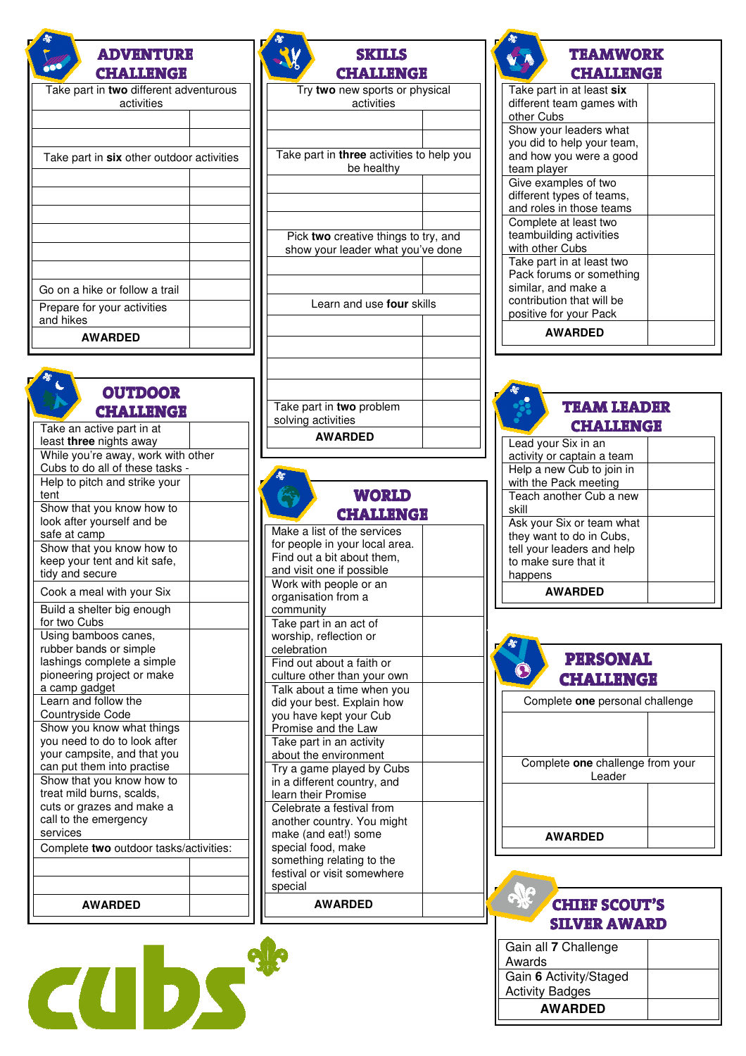## ADVENTURE CHALLENGE

| | |
|---|---|
| Take part in **two** different adventurous activities | |
| | |
| | |
| Take part in **six** other outdoor activities | |
| | |
| | |
| | |
| | |
| | |
| | |
| Go on a hike or follow a trail | |
| Prepare for your activities and hikes | |
| **AWARDED** | |

## OUTDOOR CHALLENGE

| | |
|---|---|
| Take an active part in at least **three** nights away | |
| While you're away, work with other Cubs to do all of these tasks - | |
| Help to pitch and strike your tent | |
| Show that you know how to look after yourself and be safe at camp | |
| Show that you know how to keep your tent and kit safe, tidy and secure | |
| Cook a meal with your Six | |
| Build a shelter big enough for two Cubs | |
| Using bamboos canes, rubber bands or simple lashings complete a simple pioneering project or make a camp gadget | |
| Learn and follow the Countryside Code | |
| Show you know what things you need to do to look after your campsite, and that you can put them into practise | |
| Show that you know how to treat mild burns, scalds, cuts or grazes and make a call to the emergency services | |
| Complete **two** outdoor tasks/activities: | |
| | |
| | |
| **AWARDED** | |

## SKILLS CHALLENGE

| | |
|---|---|
| Try **two** new sports or physical activities | |
| | |
| | |
| Take part in **three** activities to help you be healthy | |
| | |
| | |
| | |
| Pick **two** creative things to try, and show your leader what you've done | |
| | |
| | |
| Learn and use **four** skills | |
| | |
| | |
| | |
| | |
| Take part in **two** problem solving activities | |
| **AWARDED** | |

## WORLD CHALLENGE

| | |
|---|---|
| Make a list of the services for people in your local area. Find out a bit about them, and visit one if possible | |
| Work with people or an organisation from a community | |
| Take part in an act of worship, reflection or celebration | |
| Find out about a faith or culture other than your own | |
| Talk about a time when you did your best. Explain how you have kept your Cub Promise and the Law | |
| Take part in an activity about the environment | |
| Try a game played by Cubs in a different country, and learn their Promise | |
| Celebrate a festival from another country. You might make (and eat!) some special food, make something relating to the festival or visit somewhere special | |
| **AWARDED** | |

## TEAMWORK CHALLENGE

| | |
|---|---|
| Take part in at least **six** different team games with other Cubs | |
| Show your leaders what you did to help your team, and how you were a good team player | |
| Give examples of two different types of teams, and roles in those teams | |
| Complete at least two teambuilding activities with other Cubs | |
| Take part in at least two Pack forums or something similar, and make a contribution that will be positive for your Pack | |
| **AWARDED** | |

## TEAM LEADER CHALLENGE

| | |
|---|---|
| Lead your Six in an activity or captain a team | |
| Help a new Cub to join in with the Pack meeting | |
| Teach another Cub a new skill | |
| Ask your Six or team what they want to do in Cubs, tell your leaders and help to make sure that it happens | |
| **AWARDED** | |

## PERSONAL CHALLENGE

| | |
|---|---|
| Complete **one** personal challenge | |
| | |
| Complete **one** challenge from your Leader | |
| | |
| **AWARDED** | |

## CHIEF SCOUT'S SILVER AWARD

| | |
|---|---|
| Gain all **7** Challenge Awards | |
| Gain **6** Activity/Staged Activity Badges | |
| **AWARDED** | |

cubs